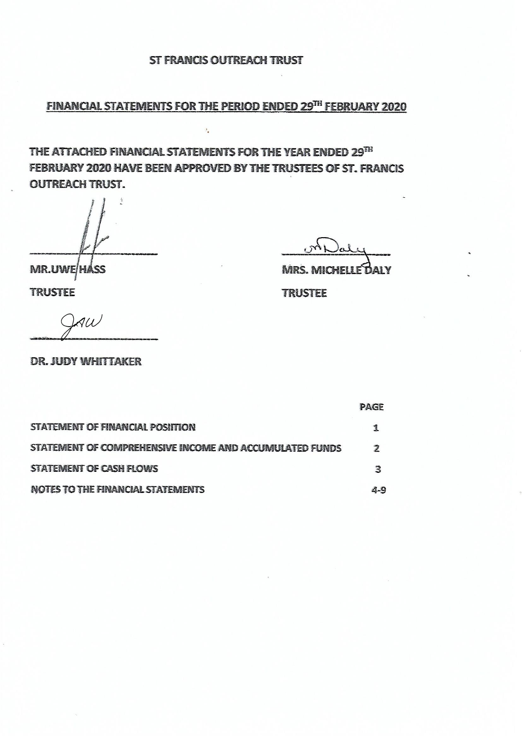# ST FRANCIS OUTREACH TRUST

## FINANCIAL STATEMENTS FOR THE PERIOD ENDED 29TH FEBRUARY 2020

**THE ATTACHED FINANCIAL STATEMENTS FOR THE YEAR ENDED 29TH FEBRUARY 2020 HAVE BEEN APPROVED BY THE TRUSTEES OF ST. FRANCIS OUTREACH TRUST.**

MR.UWE HASS
TRUSTEE

MRS. MICHELLE DALY
TRUSTEE

DR. JUDY WHITTAKER

| | PAGE |
|---|---|
| STATEMENT OF FINANCIAL POSITION | 1 |
| STATEMENT OF COMPREHENSIVE INCOME AND ACCUMULATED FUNDS | 2 |
| STATEMENT OF CASH FLOWS | 3 |
| NOTES TO THE FINANCIAL STATEMENTS | 4-9 |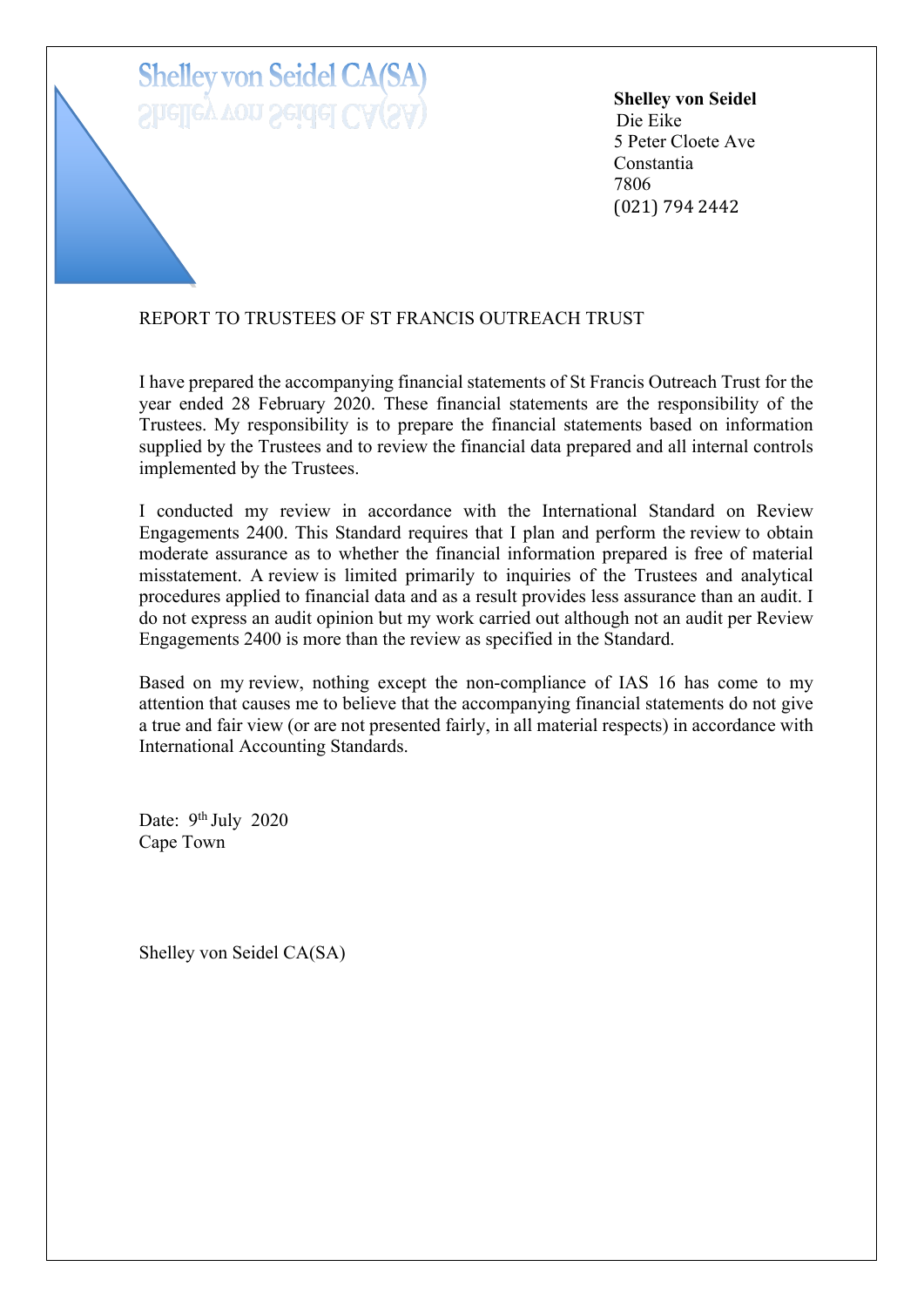**Shelley von Seidel CA(SA)**

**Shelley von Seidel**
Die Eike
5 Peter Cloete Ave
Constantia
7806
(021) 794 2442

REPORT TO TRUSTEES OF ST FRANCIS OUTREACH TRUST

I have prepared the accompanying financial statements of St Francis Outreach Trust for the year ended 28 February 2020. These financial statements are the responsibility of the Trustees. My responsibility is to prepare the financial statements based on information supplied by the Trustees and to review the financial data prepared and all internal controls implemented by the Trustees.

I conducted my review in accordance with the International Standard on Review Engagements 2400. This Standard requires that I plan and perform the review to obtain moderate assurance as to whether the financial information prepared is free of material misstatement. A review is limited primarily to inquiries of the Trustees and analytical procedures applied to financial data and as a result provides less assurance than an audit. I do not express an audit opinion but my work carried out although not an audit per Review Engagements 2400 is more than the review as specified in the Standard.

Based on my review, nothing except the non-compliance of IAS 16 has come to my attention that causes me to believe that the accompanying financial statements do not give a true and fair view (or are not presented fairly, in all material respects) in accordance with International Accounting Standards.

Date: 9th July 2020
Cape Town

Shelley von Seidel CA(SA)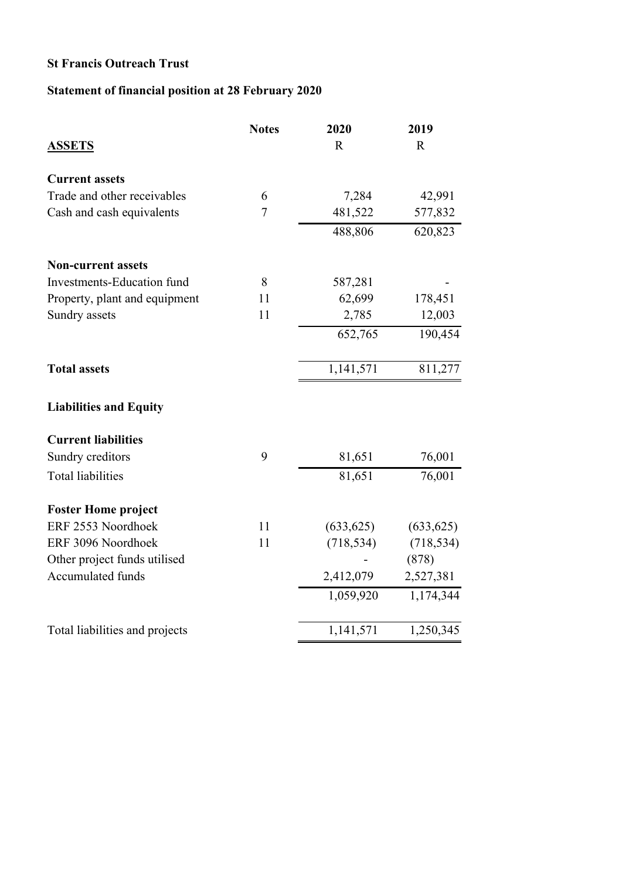**St Francis Outreach Trust**

**Statement of financial position at 28 February 2020**

| | **Notes** | **2020** | **2019** |
|---|---|---|---|
| **ASSETS** | | R | R |
| **Current assets** | | | |
| Trade and other receivables | 6 | 7,284 | 42,991 |
| Cash and cash equivalents | 7 | 481,522 | 577,832 |
| | | 488,806 | 620,823 |
| **Non-current assets** | | | |
| Investments-Education fund | 8 | 587,281 | - |
| Property, plant and equipment | 11 | 62,699 | 178,451 |
| Sundry assets | 11 | 2,785 | 12,003 |
| | | 652,765 | 190,454 |
| **Total assets** | | 1,141,571 | 811,277 |
| **Liabilities and Equity** | | | |
| **Current liabilities** | | | |
| Sundry creditors | 9 | 81,651 | 76,001 |
| Total liabilities | | 81,651 | 76,001 |
| **Foster Home project** | | | |
| ERF 2553 Noordhoek | 11 | (633,625) | (633,625) |
| ERF 3096 Noordhoek | 11 | (718,534) | (718,534) |
| Other project funds utilised | | - | (878) |
| Accumulated funds | | 2,412,079 | 2,527,381 |
| | | 1,059,920 | 1,174,344 |
| Total liabilities and projects | | 1,141,571 | 1,250,345 |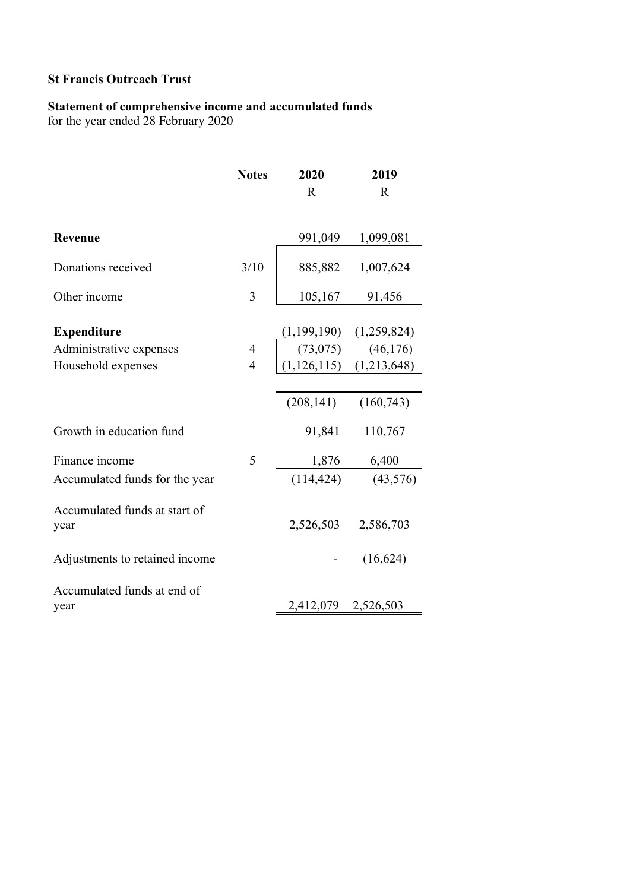**St Francis Outreach Trust**

**Statement of comprehensive income and accumulated funds**
for the year ended 28 February 2020

| | Notes | 2020 | 2019 |
|---|---|---|---|
| | | R | R |
| **Revenue** | | 991,049 | 1,099,081 |
| Donations received | 3/10 | 885,882 | 1,007,624 |
| Other income | 3 | 105,167 | 91,456 |
| **Expenditure** | | (1,199,190) | (1,259,824) |
| Administrative expenses | 4 | (73,075) | (46,176) |
| Household expenses | 4 | (1,126,115) | (1,213,648) |
| | | (208,141) | (160,743) |
| Growth in education fund | | 91,841 | 110,767 |
| Finance income | 5 | 1,876 | 6,400 |
| Accumulated funds for the year | | (114,424) | (43,576) |
| Accumulated funds at start of year | | 2,526,503 | 2,586,703 |
| Adjustments to retained income | | - | (16,624) |
| Accumulated funds at end of year | | 2,412,079 | 2,526,503 |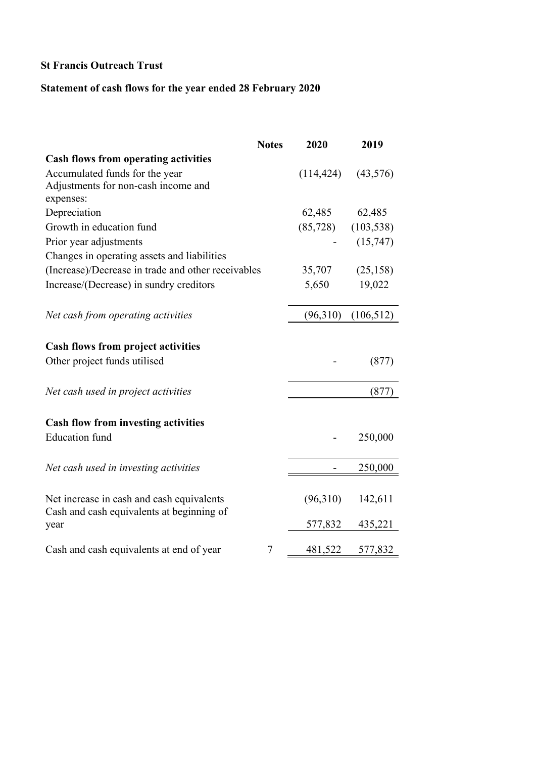**St Francis Outreach Trust**

**Statement of cash flows for the year ended 28 February 2020**

| | Notes | 2020 | 2019 |
|---|---|---|---|
| **Cash flows from operating activities** | | | |
| Accumulated funds for the year | | (114,424) | (43,576) |
| Adjustments for non-cash income and expenses: | | | |
| Depreciation | | 62,485 | 62,485 |
| Growth in education fund | | (85,728) | (103,538) |
| Prior year adjustments | | - | (15,747) |
| Changes in operating assets and liabilities | | | |
| (Increase)/Decrease in trade and other receivables | | 35,707 | (25,158) |
| Increase/(Decrease) in sundry creditors | | 5,650 | 19,022 |
| *Net cash from operating activities* | | (96,310) | (106,512) |
| **Cash flows from project activities** | | | |
| Other project funds utilised | | - | (877) |
| *Net cash used in project activities* | | | (877) |
| **Cash flow from investing activities** | | | |
| Education fund | | - | 250,000 |
| *Net cash used in investing activities* | | - | 250,000 |
| Net increase in cash and cash equivalents | | (96,310) | 142,611 |
| Cash and cash equivalents at beginning of year | | 577,832 | 435,221 |
| Cash and cash equivalents at end of year | 7 | 481,522 | 577,832 |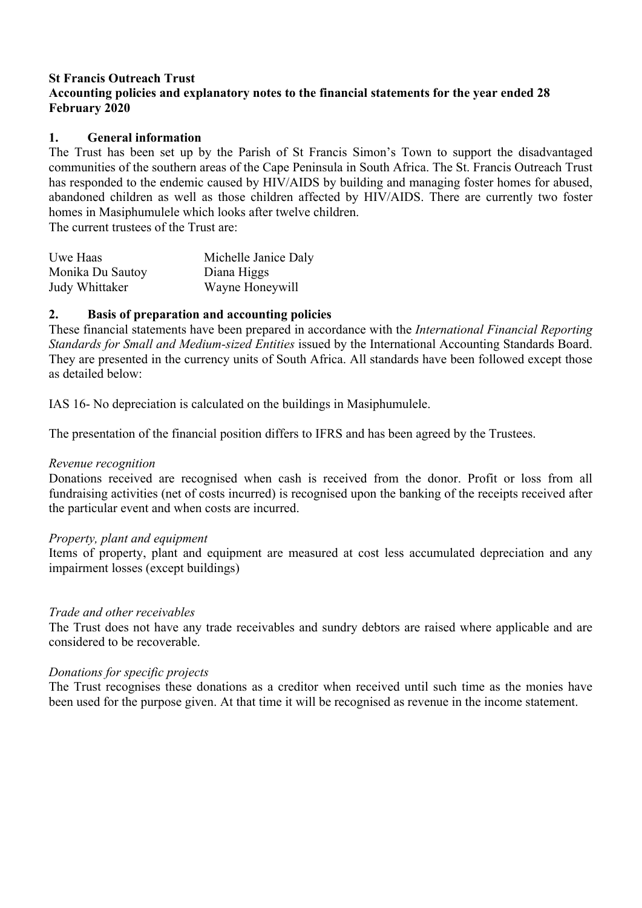**St Francis Outreach Trust**
**Accounting policies and explanatory notes to the financial statements for the year ended 28 February 2020**

## 1. General information

The Trust has been set up by the Parish of St Francis Simon's Town to support the disadvantaged communities of the southern areas of the Cape Peninsula in South Africa. The St. Francis Outreach Trust has responded to the endemic caused by HIV/AIDS by building and managing foster homes for abused, abandoned children as well as those children affected by HIV/AIDS. There are currently two foster homes in Masiphumulele which looks after twelve children.
The current trustees of the Trust are:

| | |
|---|---|
| Uwe Haas | Michelle Janice Daly |
| Monika Du Sautoy | Diana Higgs |
| Judy Whittaker | Wayne Honeywill |

## 2. Basis of preparation and accounting policies

These financial statements have been prepared in accordance with the *International Financial Reporting Standards for Small and Medium-sized Entities* issued by the International Accounting Standards Board. They are presented in the currency units of South Africa. All standards have been followed except those as detailed below:

IAS 16- No depreciation is calculated on the buildings in Masiphumulele.

The presentation of the financial position differs to IFRS and has been agreed by the Trustees.

*Revenue recognition*
Donations received are recognised when cash is received from the donor. Profit or loss from all fundraising activities (net of costs incurred) is recognised upon the banking of the receipts received after the particular event and when costs are incurred.

*Property, plant and equipment*
Items of property, plant and equipment are measured at cost less accumulated depreciation and any impairment losses (except buildings)

*Trade and other receivables*
The Trust does not have any trade receivables and sundry debtors are raised where applicable and are considered to be recoverable.

*Donations for specific projects*
The Trust recognises these donations as a creditor when received until such time as the monies have been used for the purpose given. At that time it will be recognised as revenue in the income statement.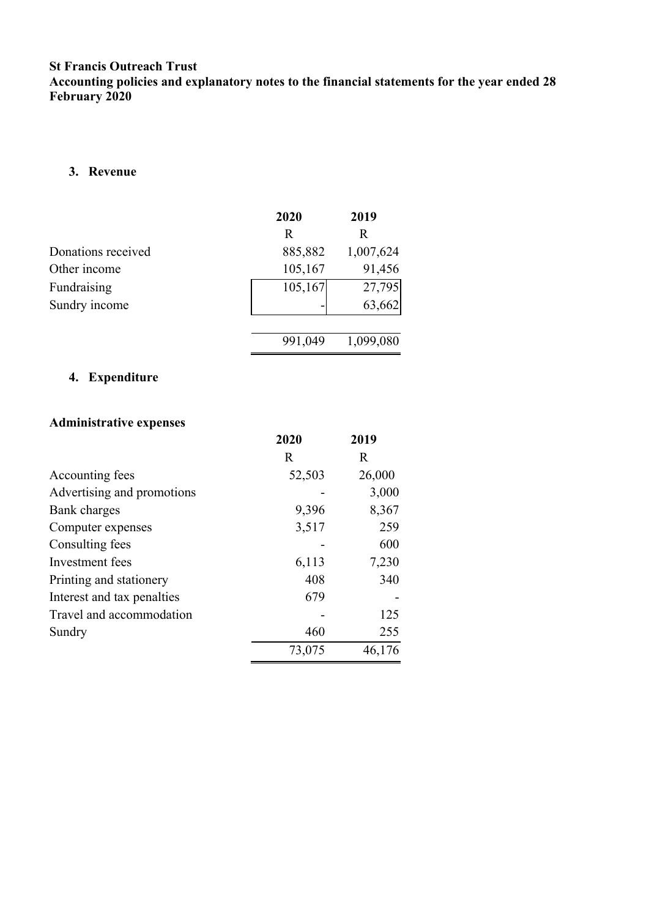**St Francis Outreach Trust**
**Accounting policies and explanatory notes to the financial statements for the year ended 28 February 2020**

## 3. Revenue

| | 2020 | 2019 |
|---|---|---|
| | R | R |
| Donations received | 885,882 | 1,007,624 |
| Other income | 105,167 | 91,456 |
| Fundraising | 105,167 | 27,795 |
| Sundry income | - | 63,662 |
| | 991,049 | 1,099,080 |

## 4. Expenditure

**Administrative expenses**

| | 2020 | 2019 |
|---|---|---|
| | R | R |
| Accounting fees | 52,503 | 26,000 |
| Advertising and promotions | - | 3,000 |
| Bank charges | 9,396 | 8,367 |
| Computer expenses | 3,517 | 259 |
| Consulting fees | - | 600 |
| Investment fees | 6,113 | 7,230 |
| Printing and stationery | 408 | 340 |
| Interest and tax penalties | 679 | - |
| Travel and accommodation | - | 125 |
| Sundry | 460 | 255 |
| | 73,075 | 46,176 |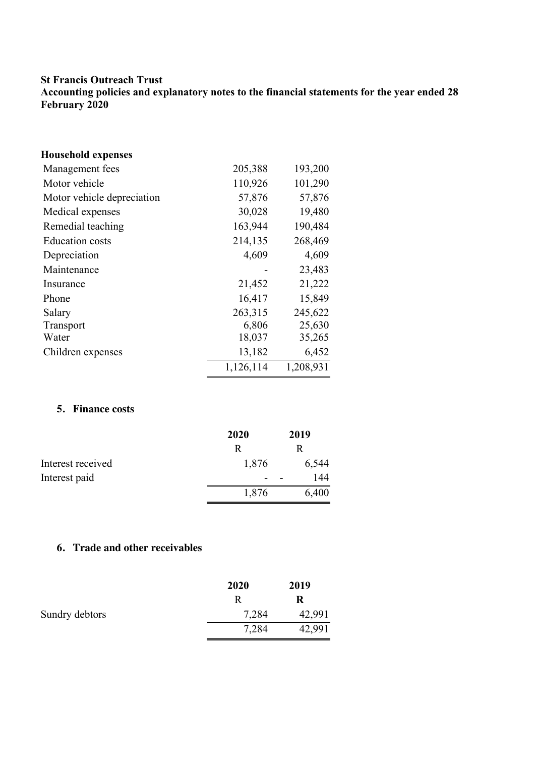**St Francis Outreach Trust**
**Accounting policies and explanatory notes to the financial statements for the year ended 28 February 2020**

**Household expenses**

| | | |
|---|---|---|
| Management fees | 205,388 | 193,200 |
| Motor vehicle | 110,926 | 101,290 |
| Motor vehicle depreciation | 57,876 | 57,876 |
| Medical expenses | 30,028 | 19,480 |
| Remedial teaching | 163,944 | 190,484 |
| Education costs | 214,135 | 268,469 |
| Depreciation | 4,609 | 4,609 |
| Maintenance | - | 23,483 |
| Insurance | 21,452 | 21,222 |
| Phone | 16,417 | 15,849 |
| Salary | 263,315 | 245,622 |
| Transport | 6,806 | 25,630 |
| Water | 18,037 | 35,265 |
| Children expenses | 13,182 | 6,452 |
| | 1,126,114 | 1,208,931 |

## 5. Finance costs

| | 2020 | 2019 |
|---|---|---|
| | R | R |
| Interest received | 1,876 | 6,544 |
| Interest paid | - | - 144 |
| | 1,876 | 6,400 |

## 6. Trade and other receivables

| | 2020 | 2019 |
|---|---|---|
| | R | **R** |
| Sundry debtors | 7,284 | 42,991 |
| | 7,284 | 42,991 |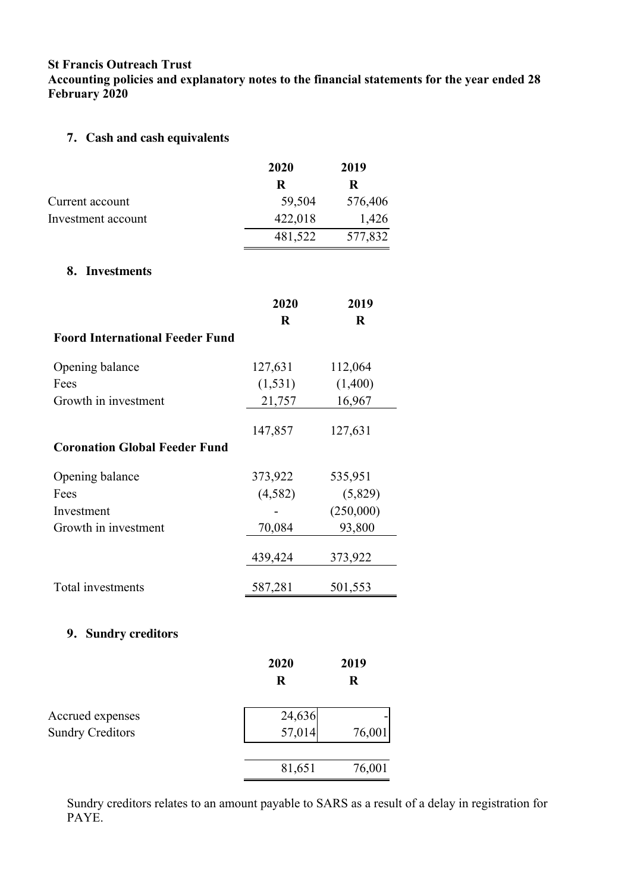**St Francis Outreach Trust**
**Accounting policies and explanatory notes to the financial statements for the year ended 28 February 2020**

## 7. Cash and cash equivalents

| | 2020 | 2019 |
|---|---|---|
| | R | R |
| Current account | 59,504 | 576,406 |
| Investment account | 422,018 | 1,426 |
| | 481,522 | 577,832 |

## 8. Investments

| | 2020 | 2019 |
|---|---|---|
| | R | R |
| **Foord International Feeder Fund** | | |
| Opening balance | 127,631 | 112,064 |
| Fees | (1,531) | (1,400) |
| Growth in investment | 21,757 | 16,967 |
| | 147,857 | 127,631 |
| **Coronation Global Feeder Fund** | | |
| Opening balance | 373,922 | 535,951 |
| Fees | (4,582) | (5,829) |
| Investment | - | (250,000) |
| Growth in investment | 70,084 | 93,800 |
| | 439,424 | 373,922 |
| Total investments | 587,281 | 501,553 |

## 9. Sundry creditors

| | 2020 | 2019 |
|---|---|---|
| | R | R |
| Accrued expenses | 24,636 | - |
| Sundry Creditors | 57,014 | 76,001 |
| | 81,651 | 76,001 |

Sundry creditors relates to an amount payable to SARS as a result of a delay in registration for PAYE.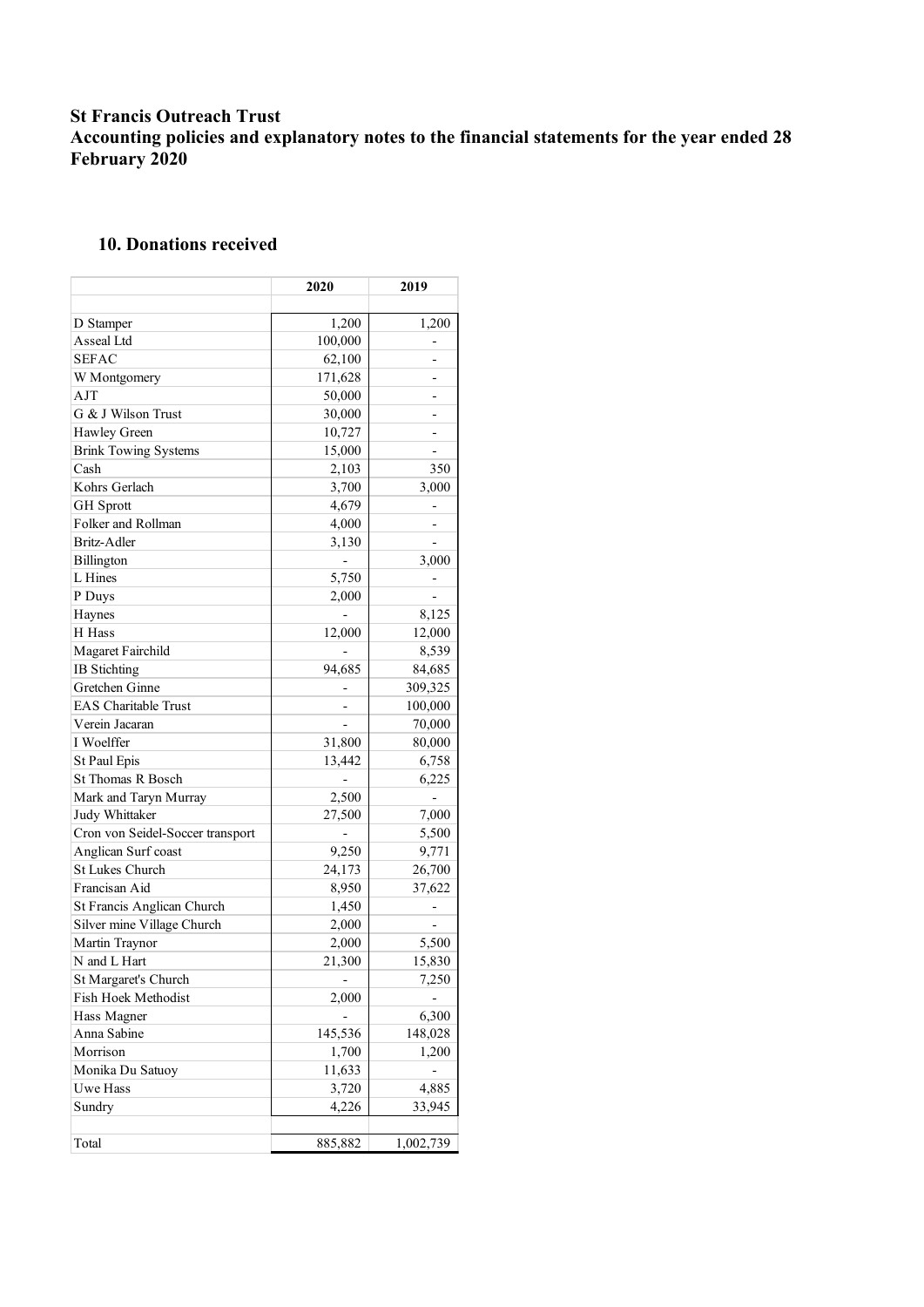**St Francis Outreach Trust**
**Accounting policies and explanatory notes to the financial statements for the year ended 28 February 2020**

## 10. Donations received

| | 2020 | 2019 |
|---|---|---|
| D Stamper | 1,200 | 1,200 |
| Asseal Ltd | 100,000 | - |
| SEFAC | 62,100 | - |
| W Montgomery | 171,628 | - |
| AJT | 50,000 | - |
| G & J Wilson Trust | 30,000 | - |
| Hawley Green | 10,727 | - |
| Brink Towing Systems | 15,000 | - |
| Cash | 2,103 | 350 |
| Kohrs Gerlach | 3,700 | 3,000 |
| GH Sprott | 4,679 | - |
| Folker and Rollman | 4,000 | - |
| Britz-Adler | 3,130 | - |
| Billington | - | 3,000 |
| L Hines | 5,750 | - |
| P Duys | 2,000 | - |
| Haynes | - | 8,125 |
| H Hass | 12,000 | 12,000 |
| Magaret Fairchild | - | 8,539 |
| IB Stichting | 94,685 | 84,685 |
| Gretchen Ginne | - | 309,325 |
| EAS Charitable Trust | - | 100,000 |
| Verein Jacaran | - | 70,000 |
| I Woelffer | 31,800 | 80,000 |
| St Paul Epis | 13,442 | 6,758 |
| St Thomas R Bosch | - | 6,225 |
| Mark and Taryn Murray | 2,500 | - |
| Judy Whittaker | 27,500 | 7,000 |
| Cron von Seidel-Soccer transport | - | 5,500 |
| Anglican Surf coast | 9,250 | 9,771 |
| St Lukes Church | 24,173 | 26,700 |
| Francisan Aid | 8,950 | 37,622 |
| St Francis Anglican Church | 1,450 | - |
| Silver mine Village Church | 2,000 | - |
| Martin Traynor | 2,000 | 5,500 |
| N and L Hart | 21,300 | 15,830 |
| St Margaret's Church | - | 7,250 |
| Fish Hoek Methodist | 2,000 | - |
| Hass Magner | - | 6,300 |
| Anna Sabine | 145,536 | 148,028 |
| Morrison | 1,700 | 1,200 |
| Monika Du Satuoy | 11,633 | - |
| Uwe Hass | 3,720 | 4,885 |
| Sundry | 4,226 | 33,945 |
| Total | 885,882 | 1,002,739 |